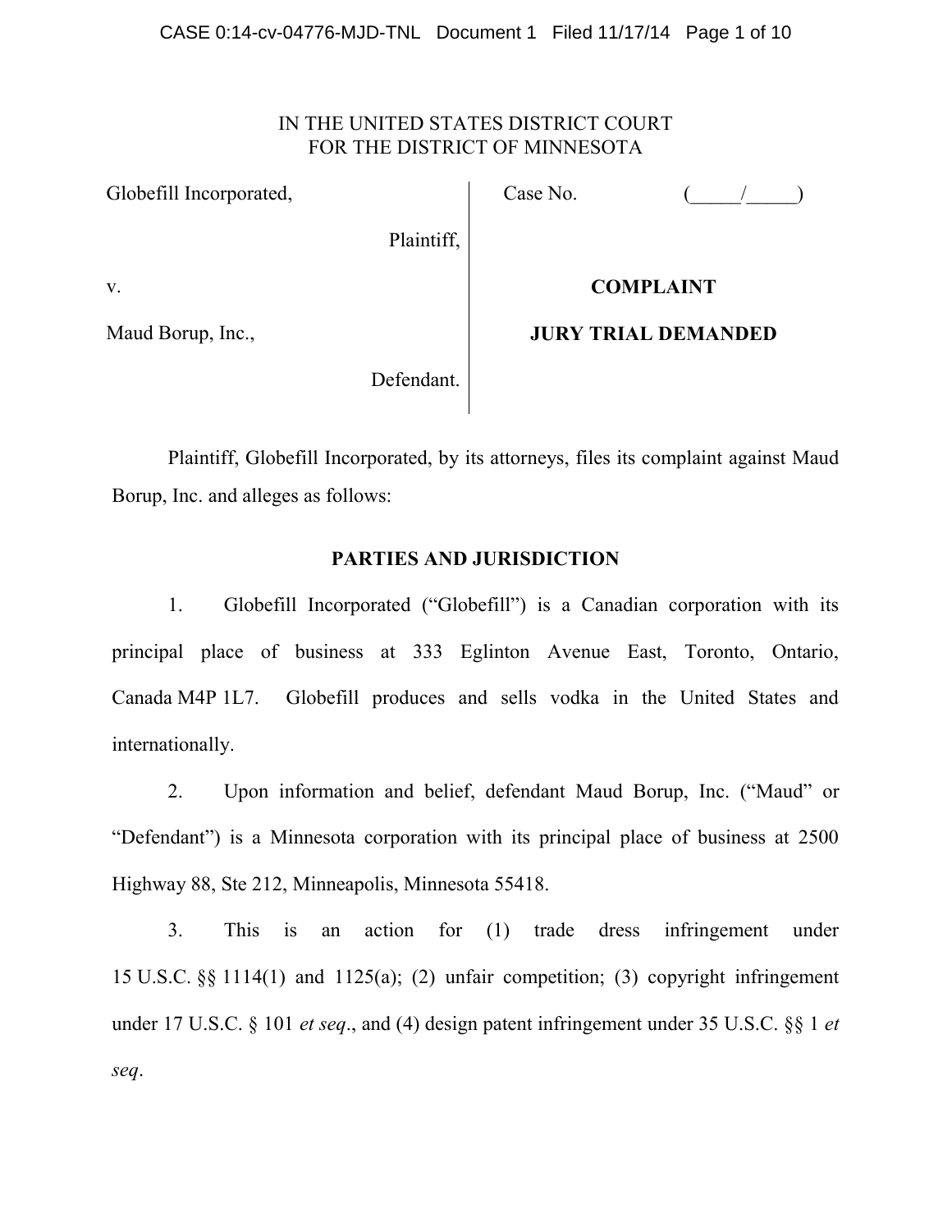IN THE UNITED STATES DISTRICT COURT
FOR THE DISTRICT OF MINNESOTA

| | |
|---|---|
| Globefill Incorporated,<br><br>Plaintiff,<br><br>v.<br><br>Maud Borup, Inc.,<br><br>Defendant. | Case No. (_____/_____)<br><br>**COMPLAINT**<br><br>**JURY TRIAL DEMANDED** |

Plaintiff, Globefill Incorporated, by its attorneys, files its complaint against Maud Borup, Inc. and alleges as follows:

## PARTIES AND JURISDICTION

1. Globefill Incorporated ("Globefill") is a Canadian corporation with its principal place of business at 333 Eglinton Avenue East, Toronto, Ontario, Canada M4P 1L7. Globefill produces and sells vodka in the United States and internationally.

2. Upon information and belief, defendant Maud Borup, Inc. ("Maud" or "Defendant") is a Minnesota corporation with its principal place of business at 2500 Highway 88, Ste 212, Minneapolis, Minnesota 55418.

3. This is an action for (1) trade dress infringement under 15 U.S.C. §§ 1114(1) and 1125(a); (2) unfair competition; (3) copyright infringement under 17 U.S.C. § 101 *et seq*., and (4) design patent infringement under 35 U.S.C. §§ 1 *et seq*.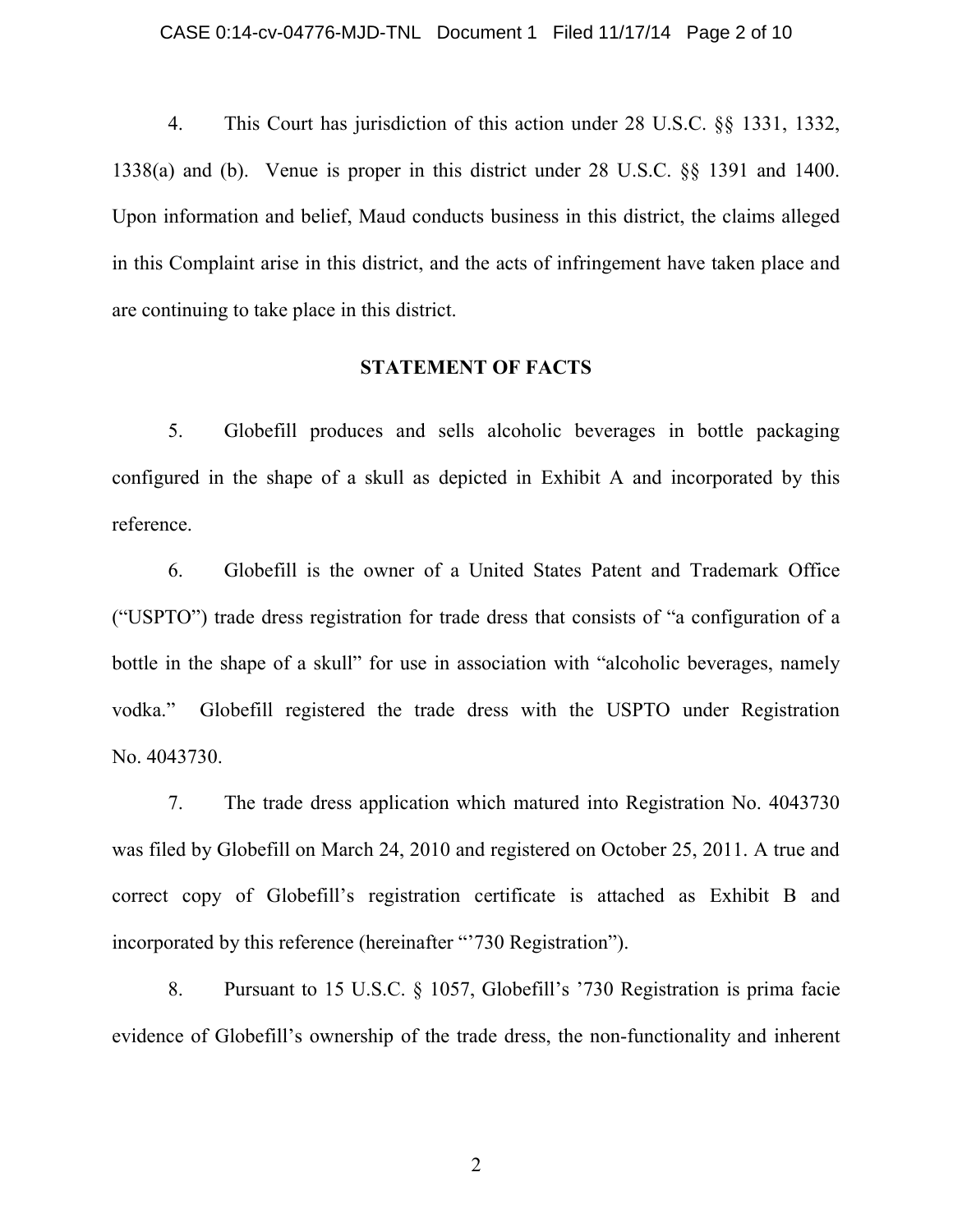4. This Court has jurisdiction of this action under 28 U.S.C. §§ 1331, 1332, 1338(a) and (b). Venue is proper in this district under 28 U.S.C. §§ 1391 and 1400. Upon information and belief, Maud conducts business in this district, the claims alleged in this Complaint arise in this district, and the acts of infringement have taken place and are continuing to take place in this district.

## STATEMENT OF FACTS

5. Globefill produces and sells alcoholic beverages in bottle packaging configured in the shape of a skull as depicted in Exhibit A and incorporated by this reference.

6. Globefill is the owner of a United States Patent and Trademark Office ("USPTO") trade dress registration for trade dress that consists of "a configuration of a bottle in the shape of a skull" for use in association with "alcoholic beverages, namely vodka." Globefill registered the trade dress with the USPTO under Registration No. 4043730.

7. The trade dress application which matured into Registration No. 4043730 was filed by Globefill on March 24, 2010 and registered on October 25, 2011. A true and correct copy of Globefill's registration certificate is attached as Exhibit B and incorporated by this reference (hereinafter "'730 Registration").

8. Pursuant to 15 U.S.C. § 1057, Globefill's '730 Registration is prima facie evidence of Globefill's ownership of the trade dress, the non-functionality and inherent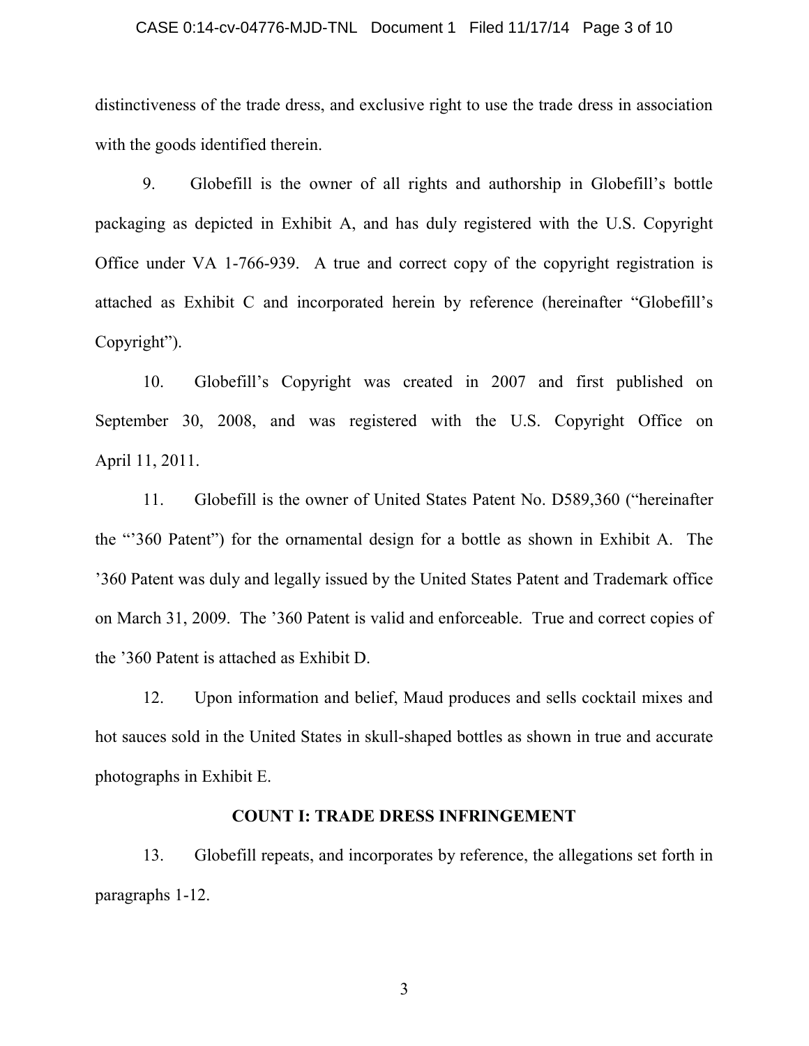distinctiveness of the trade dress, and exclusive right to use the trade dress in association with the goods identified therein.

9. Globefill is the owner of all rights and authorship in Globefill's bottle packaging as depicted in Exhibit A, and has duly registered with the U.S. Copyright Office under VA 1-766-939. A true and correct copy of the copyright registration is attached as Exhibit C and incorporated herein by reference (hereinafter "Globefill's Copyright").

10. Globefill's Copyright was created in 2007 and first published on September 30, 2008, and was registered with the U.S. Copyright Office on April 11, 2011.

11. Globefill is the owner of United States Patent No. D589,360 ("hereinafter the "'360 Patent") for the ornamental design for a bottle as shown in Exhibit A. The '360 Patent was duly and legally issued by the United States Patent and Trademark office on March 31, 2009. The '360 Patent is valid and enforceable. True and correct copies of the '360 Patent is attached as Exhibit D.

12. Upon information and belief, Maud produces and sells cocktail mixes and hot sauces sold in the United States in skull-shaped bottles as shown in true and accurate photographs in Exhibit E.

**COUNT I: TRADE DRESS INFRINGEMENT**

13. Globefill repeats, and incorporates by reference, the allegations set forth in paragraphs 1-12.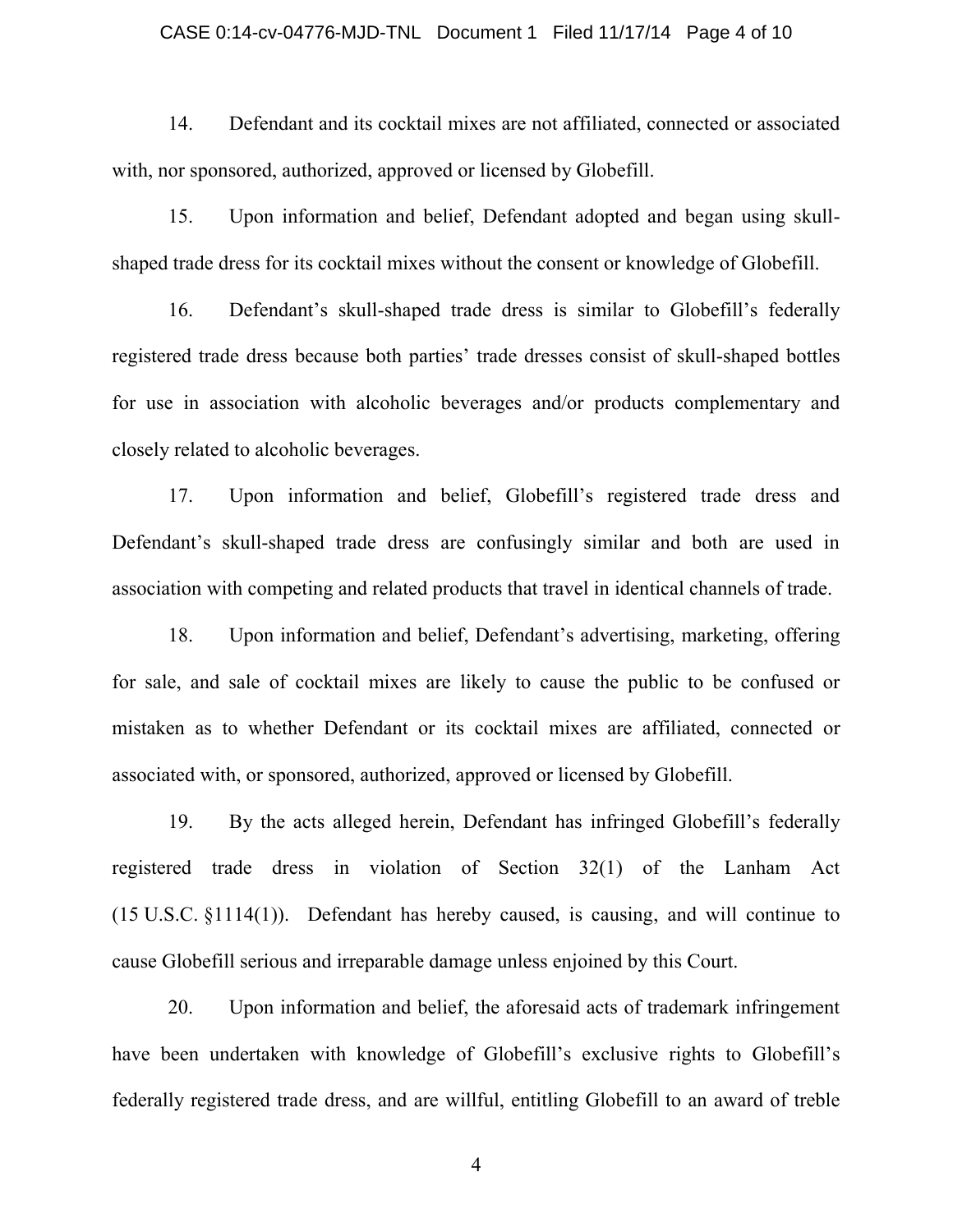14. Defendant and its cocktail mixes are not affiliated, connected or associated with, nor sponsored, authorized, approved or licensed by Globefill.

15. Upon information and belief, Defendant adopted and began using skull-shaped trade dress for its cocktail mixes without the consent or knowledge of Globefill.

16. Defendant's skull-shaped trade dress is similar to Globefill's federally registered trade dress because both parties' trade dresses consist of skull-shaped bottles for use in association with alcoholic beverages and/or products complementary and closely related to alcoholic beverages.

17. Upon information and belief, Globefill's registered trade dress and Defendant's skull-shaped trade dress are confusingly similar and both are used in association with competing and related products that travel in identical channels of trade.

18. Upon information and belief, Defendant's advertising, marketing, offering for sale, and sale of cocktail mixes are likely to cause the public to be confused or mistaken as to whether Defendant or its cocktail mixes are affiliated, connected or associated with, or sponsored, authorized, approved or licensed by Globefill.

19. By the acts alleged herein, Defendant has infringed Globefill's federally registered trade dress in violation of Section 32(1) of the Lanham Act (15 U.S.C. §1114(1)). Defendant has hereby caused, is causing, and will continue to cause Globefill serious and irreparable damage unless enjoined by this Court.

20. Upon information and belief, the aforesaid acts of trademark infringement have been undertaken with knowledge of Globefill's exclusive rights to Globefill's federally registered trade dress, and are willful, entitling Globefill to an award of treble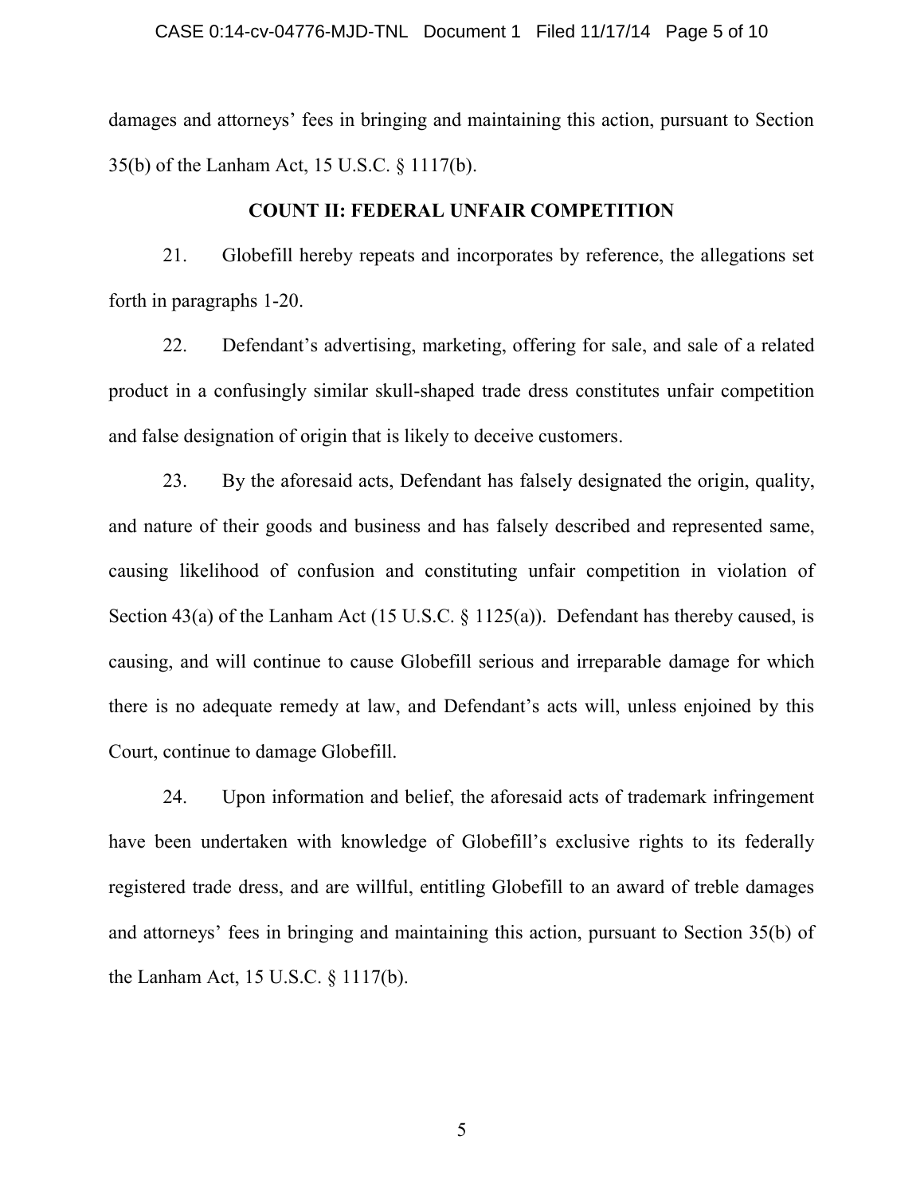damages and attorneys' fees in bringing and maintaining this action, pursuant to Section 35(b) of the Lanham Act, 15 U.S.C. § 1117(b).

## COUNT II: FEDERAL UNFAIR COMPETITION

21. Globefill hereby repeats and incorporates by reference, the allegations set forth in paragraphs 1-20.

22. Defendant's advertising, marketing, offering for sale, and sale of a related product in a confusingly similar skull-shaped trade dress constitutes unfair competition and false designation of origin that is likely to deceive customers.

23. By the aforesaid acts, Defendant has falsely designated the origin, quality, and nature of their goods and business and has falsely described and represented same, causing likelihood of confusion and constituting unfair competition in violation of Section 43(a) of the Lanham Act (15 U.S.C. § 1125(a)). Defendant has thereby caused, is causing, and will continue to cause Globefill serious and irreparable damage for which there is no adequate remedy at law, and Defendant's acts will, unless enjoined by this Court, continue to damage Globefill.

24. Upon information and belief, the aforesaid acts of trademark infringement have been undertaken with knowledge of Globefill's exclusive rights to its federally registered trade dress, and are willful, entitling Globefill to an award of treble damages and attorneys' fees in bringing and maintaining this action, pursuant to Section 35(b) of the Lanham Act, 15 U.S.C. § 1117(b).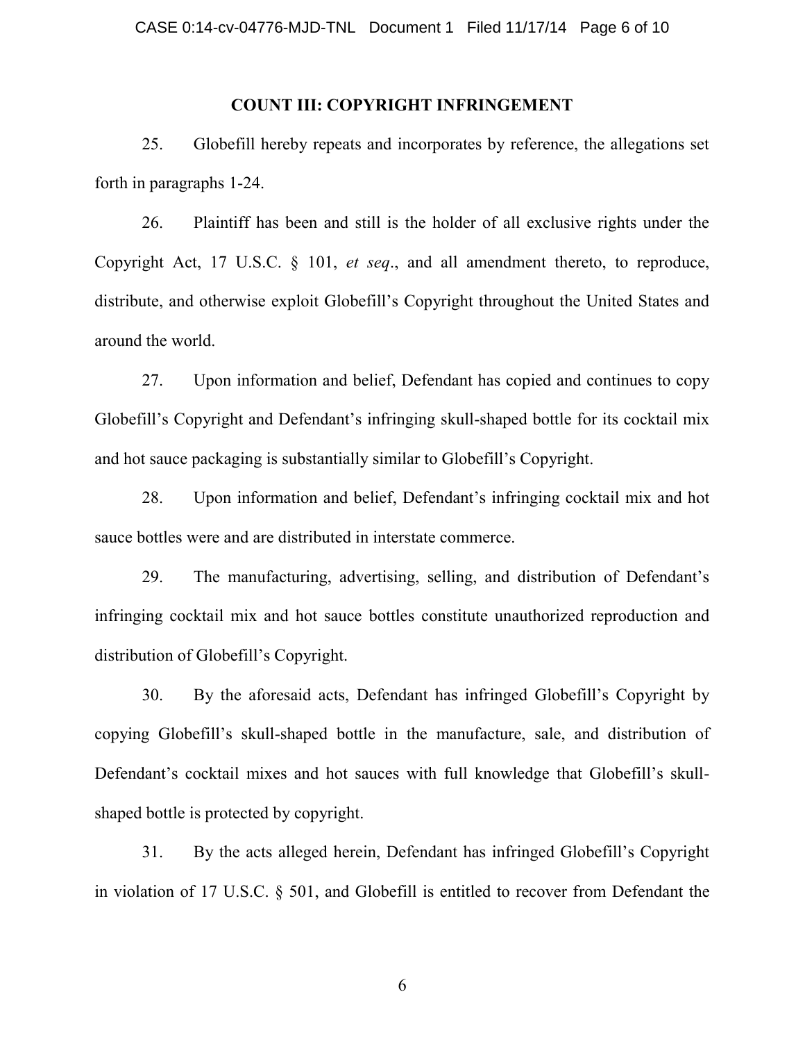## COUNT III: COPYRIGHT INFRINGEMENT

25. Globefill hereby repeats and incorporates by reference, the allegations set forth in paragraphs 1-24.

26. Plaintiff has been and still is the holder of all exclusive rights under the Copyright Act, 17 U.S.C. § 101, *et seq*., and all amendment thereto, to reproduce, distribute, and otherwise exploit Globefill's Copyright throughout the United States and around the world.

27. Upon information and belief, Defendant has copied and continues to copy Globefill's Copyright and Defendant's infringing skull-shaped bottle for its cocktail mix and hot sauce packaging is substantially similar to Globefill's Copyright.

28. Upon information and belief, Defendant's infringing cocktail mix and hot sauce bottles were and are distributed in interstate commerce.

29. The manufacturing, advertising, selling, and distribution of Defendant's infringing cocktail mix and hot sauce bottles constitute unauthorized reproduction and distribution of Globefill's Copyright.

30. By the aforesaid acts, Defendant has infringed Globefill's Copyright by copying Globefill's skull-shaped bottle in the manufacture, sale, and distribution of Defendant's cocktail mixes and hot sauces with full knowledge that Globefill's skull-shaped bottle is protected by copyright.

31. By the acts alleged herein, Defendant has infringed Globefill's Copyright in violation of 17 U.S.C. § 501, and Globefill is entitled to recover from Defendant the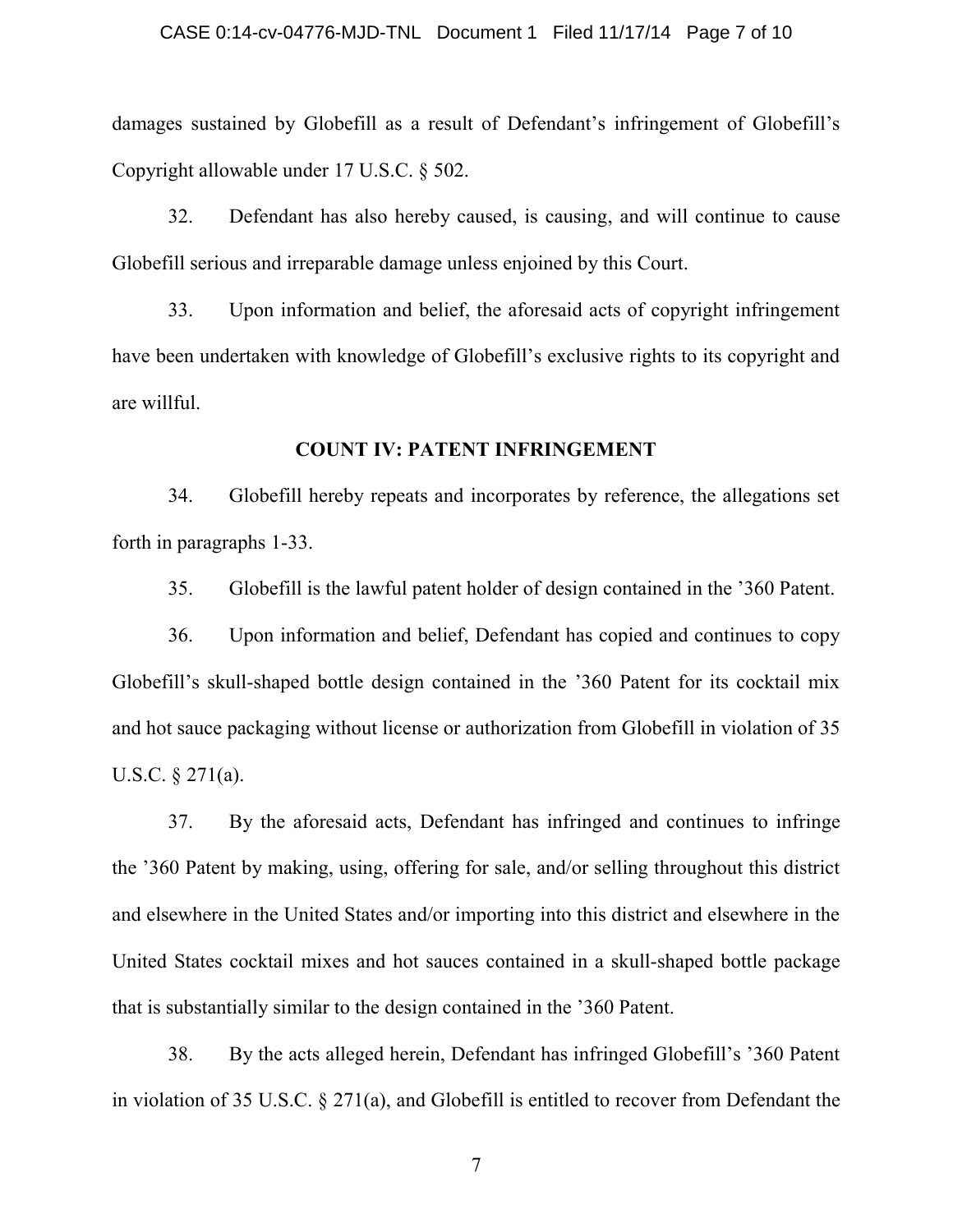damages sustained by Globefill as a result of Defendant's infringement of Globefill's Copyright allowable under 17 U.S.C. § 502.

32. Defendant has also hereby caused, is causing, and will continue to cause Globefill serious and irreparable damage unless enjoined by this Court.

33. Upon information and belief, the aforesaid acts of copyright infringement have been undertaken with knowledge of Globefill's exclusive rights to its copyright and are willful.

**COUNT IV: PATENT INFRINGEMENT**

34. Globefill hereby repeats and incorporates by reference, the allegations set forth in paragraphs 1-33.

35. Globefill is the lawful patent holder of design contained in the '360 Patent.

36. Upon information and belief, Defendant has copied and continues to copy Globefill's skull-shaped bottle design contained in the '360 Patent for its cocktail mix and hot sauce packaging without license or authorization from Globefill in violation of 35 U.S.C. § 271(a).

37. By the aforesaid acts, Defendant has infringed and continues to infringe the '360 Patent by making, using, offering for sale, and/or selling throughout this district and elsewhere in the United States and/or importing into this district and elsewhere in the United States cocktail mixes and hot sauces contained in a skull-shaped bottle package that is substantially similar to the design contained in the '360 Patent.

38. By the acts alleged herein, Defendant has infringed Globefill's '360 Patent in violation of 35 U.S.C. § 271(a), and Globefill is entitled to recover from Defendant the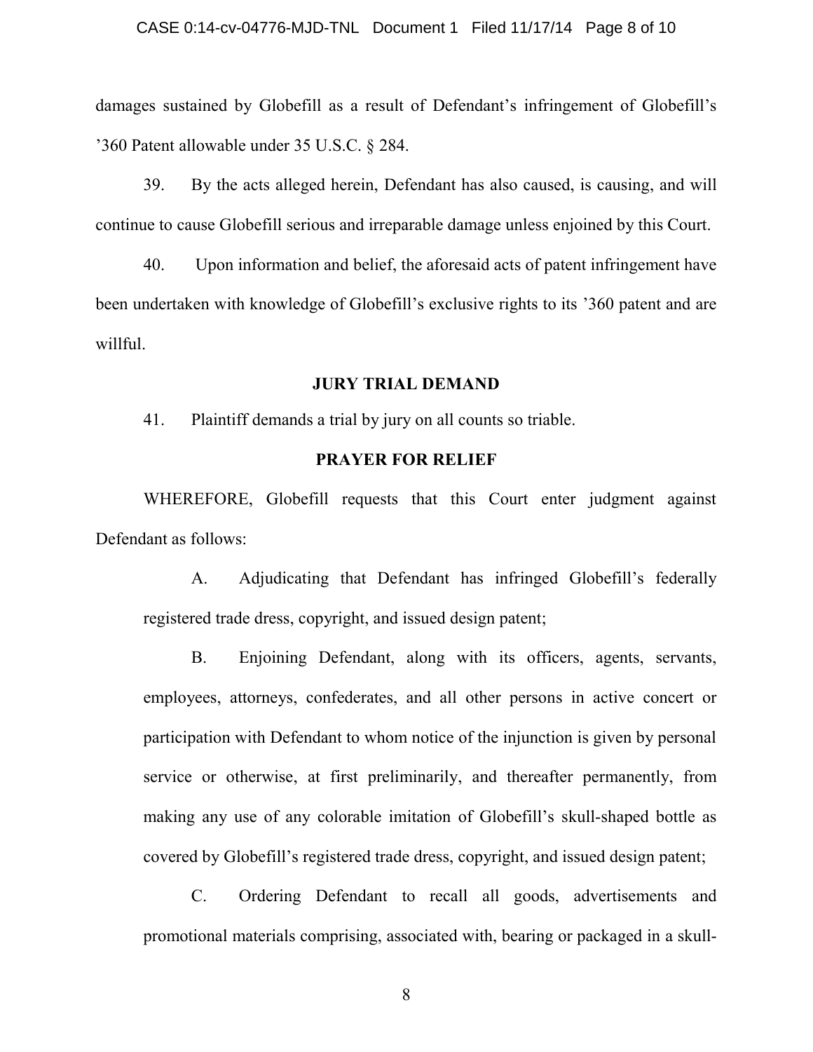damages sustained by Globefill as a result of Defendant's infringement of Globefill's '360 Patent allowable under 35 U.S.C. § 284.

39. By the acts alleged herein, Defendant has also caused, is causing, and will continue to cause Globefill serious and irreparable damage unless enjoined by this Court.

40. Upon information and belief, the aforesaid acts of patent infringement have been undertaken with knowledge of Globefill's exclusive rights to its '360 patent and are willful.

## JURY TRIAL DEMAND

41. Plaintiff demands a trial by jury on all counts so triable.

## PRAYER FOR RELIEF

WHEREFORE, Globefill requests that this Court enter judgment against Defendant as follows:

A. Adjudicating that Defendant has infringed Globefill's federally registered trade dress, copyright, and issued design patent;

B. Enjoining Defendant, along with its officers, agents, servants, employees, attorneys, confederates, and all other persons in active concert or participation with Defendant to whom notice of the injunction is given by personal service or otherwise, at first preliminarily, and thereafter permanently, from making any use of any colorable imitation of Globefill's skull-shaped bottle as covered by Globefill's registered trade dress, copyright, and issued design patent;

C. Ordering Defendant to recall all goods, advertisements and promotional materials comprising, associated with, bearing or packaged in a skull-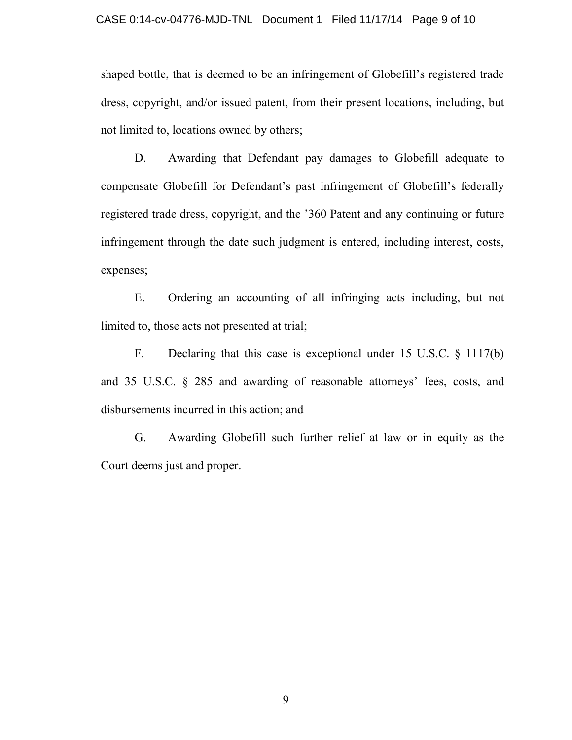shaped bottle, that is deemed to be an infringement of Globefill's registered trade dress, copyright, and/or issued patent, from their present locations, including, but not limited to, locations owned by others;

D. Awarding that Defendant pay damages to Globefill adequate to compensate Globefill for Defendant's past infringement of Globefill's federally registered trade dress, copyright, and the '360 Patent and any continuing or future infringement through the date such judgment is entered, including interest, costs, expenses;

E. Ordering an accounting of all infringing acts including, but not limited to, those acts not presented at trial;

F. Declaring that this case is exceptional under 15 U.S.C. § 1117(b) and 35 U.S.C. § 285 and awarding of reasonable attorneys' fees, costs, and disbursements incurred in this action; and

G. Awarding Globefill such further relief at law or in equity as the Court deems just and proper.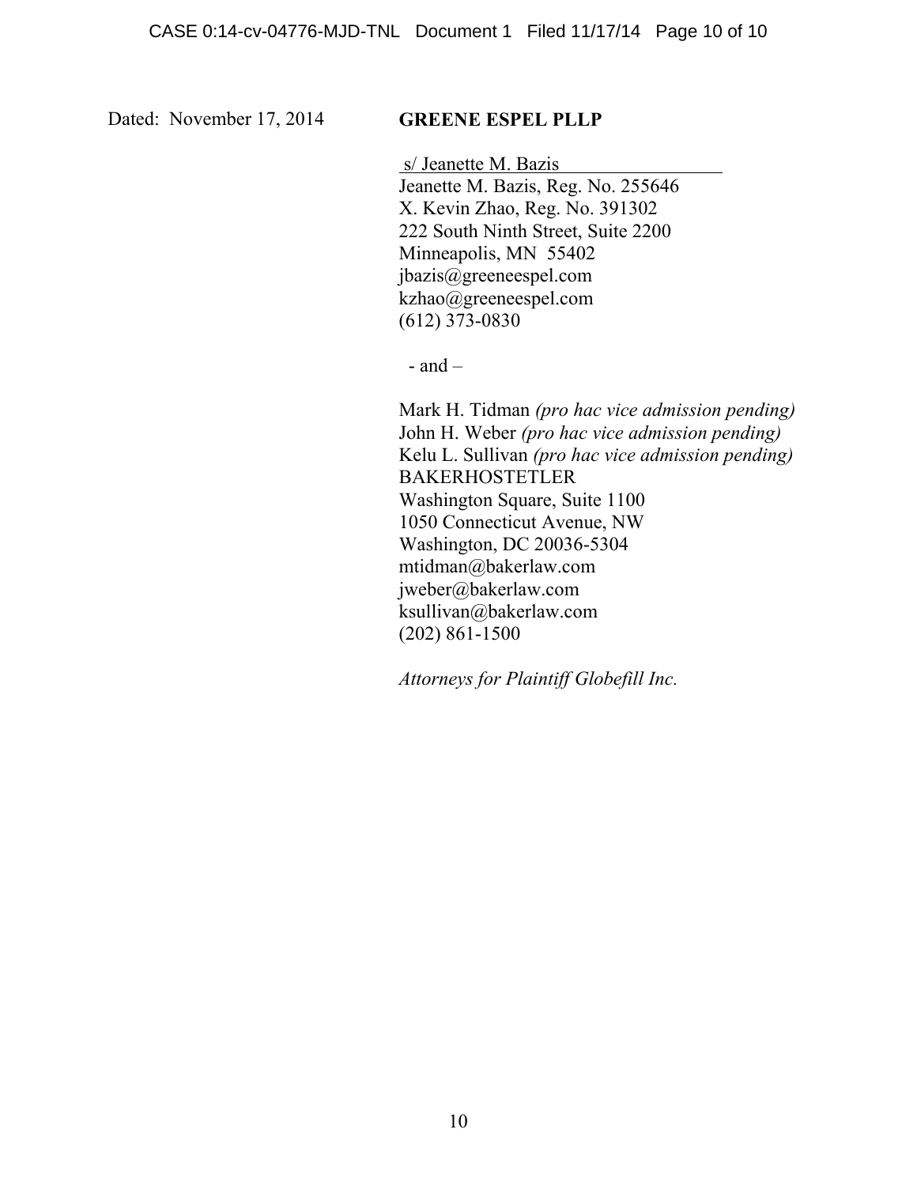Dated: November 17, 2014

**GREENE ESPEL PLLP**

s/ Jeanette M. Bazis
Jeanette M. Bazis, Reg. No. 255646
X. Kevin Zhao, Reg. No. 391302
222 South Ninth Street, Suite 2200
Minneapolis, MN 55402
jbazis@greeneespel.com
kzhao@greeneespel.com
(612) 373-0830

- and –

Mark H. Tidman *(pro hac vice admission pending)*
John H. Weber *(pro hac vice admission pending)*
Kelu L. Sullivan *(pro hac vice admission pending)*
BAKERHOSTETLER
Washington Square, Suite 1100
1050 Connecticut Avenue, NW
Washington, DC 20036-5304
mtidman@bakerlaw.com
jweber@bakerlaw.com
ksullivan@bakerlaw.com
(202) 861-1500

*Attorneys for Plaintiff Globefill Inc.*